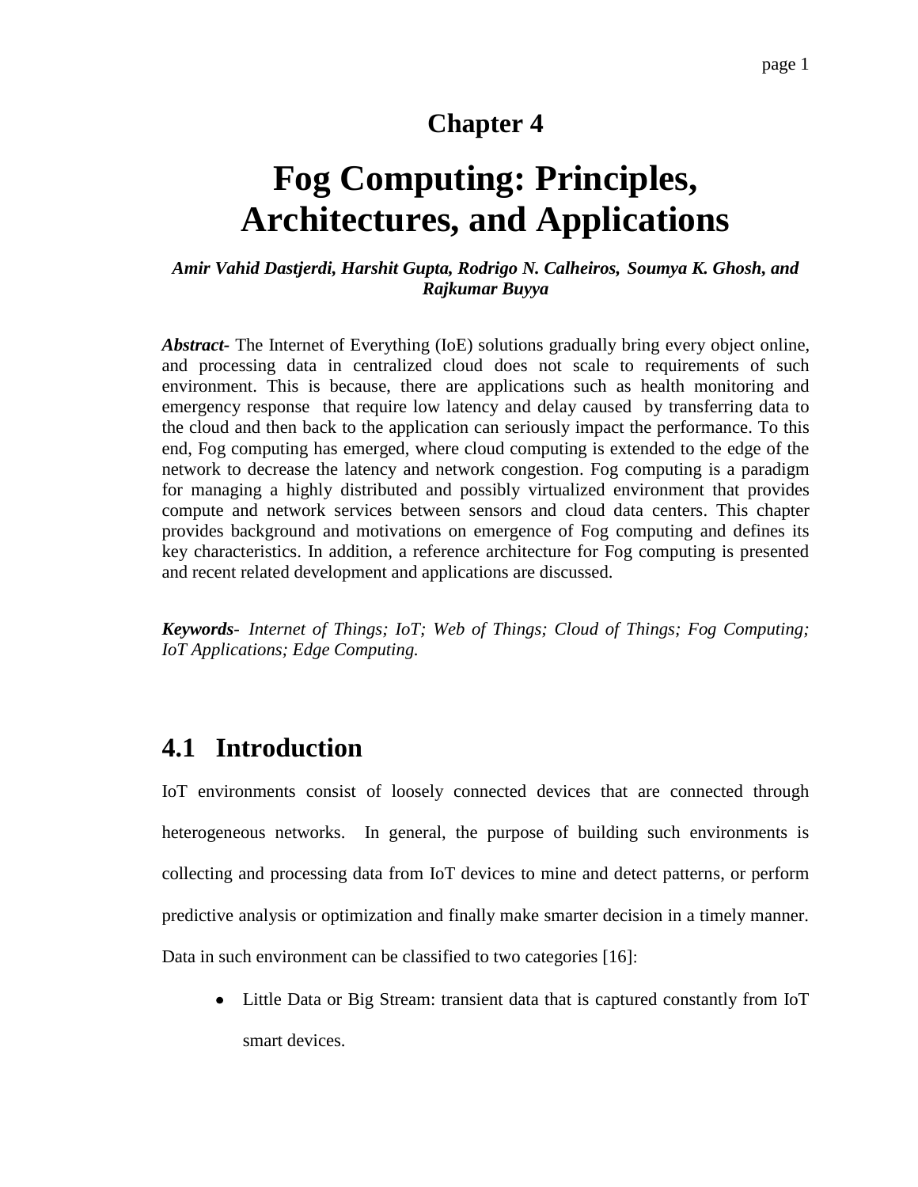## Chapter 4

# Fog Computing: Principles, Architectures, and Applications

***Amir Vahid Dastjerdi, Harshit Gupta, Rodrigo N. Calheiros, Soumya K. Ghosh, and Rajkumar Buyya***

***Abstract-*** The Internet of Everything (IoE) solutions gradually bring every object online, and processing data in centralized cloud does not scale to requirements of such environment. This is because, there are applications such as health monitoring and emergency response that require low latency and delay caused by transferring data to the cloud and then back to the application can seriously impact the performance. To this end, Fog computing has emerged, where cloud computing is extended to the edge of the network to decrease the latency and network congestion. Fog computing is a paradigm for managing a highly distributed and possibly virtualized environment that provides compute and network services between sensors and cloud data centers. This chapter provides background and motivations on emergence of Fog computing and defines its key characteristics. In addition, a reference architecture for Fog computing is presented and recent related development and applications are discussed.

***Keywords****- Internet of Things; IoT; Web of Things; Cloud of Things; Fog Computing; IoT Applications; Edge Computing.*

## 4.1 Introduction

IoT environments consist of loosely connected devices that are connected through heterogeneous networks. In general, the purpose of building such environments is collecting and processing data from IoT devices to mine and detect patterns, or perform predictive analysis or optimization and finally make smarter decision in a timely manner. Data in such environment can be classified to two categories [16]:

- Little Data or Big Stream: transient data that is captured constantly from IoT smart devices.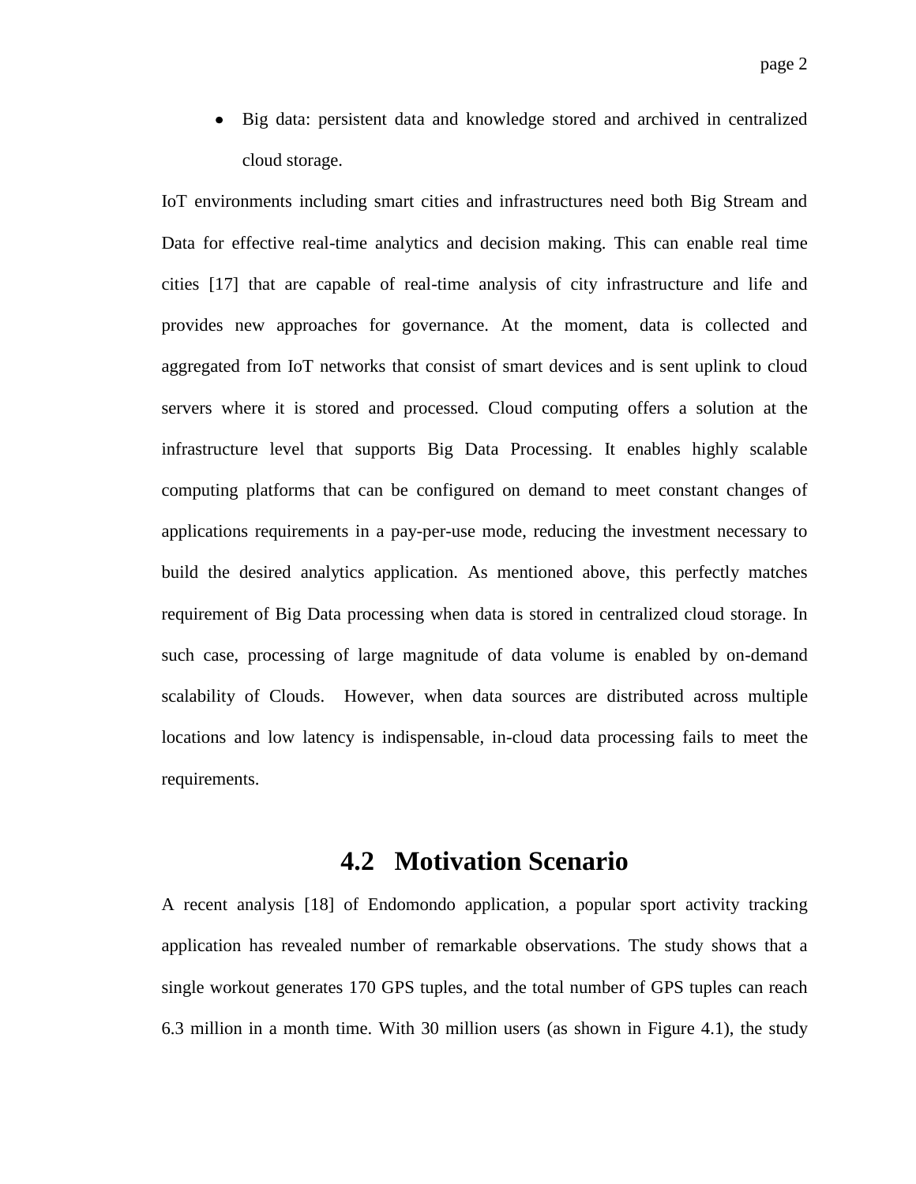- Big data: persistent data and knowledge stored and archived in centralized cloud storage.

IoT environments including smart cities and infrastructures need both Big Stream and Data for effective real-time analytics and decision making. This can enable real time cities [17] that are capable of real-time analysis of city infrastructure and life and provides new approaches for governance. At the moment, data is collected and aggregated from IoT networks that consist of smart devices and is sent uplink to cloud servers where it is stored and processed. Cloud computing offers a solution at the infrastructure level that supports Big Data Processing. It enables highly scalable computing platforms that can be configured on demand to meet constant changes of applications requirements in a pay-per-use mode, reducing the investment necessary to build the desired analytics application. As mentioned above, this perfectly matches requirement of Big Data processing when data is stored in centralized cloud storage. In such case, processing of large magnitude of data volume is enabled by on-demand scalability of Clouds. However, when data sources are distributed across multiple locations and low latency is indispensable, in-cloud data processing fails to meet the requirements.

## 4.2 Motivation Scenario

A recent analysis [18] of Endomondo application, a popular sport activity tracking application has revealed number of remarkable observations. The study shows that a single workout generates 170 GPS tuples, and the total number of GPS tuples can reach 6.3 million in a month time. With 30 million users (as shown in Figure 4.1), the study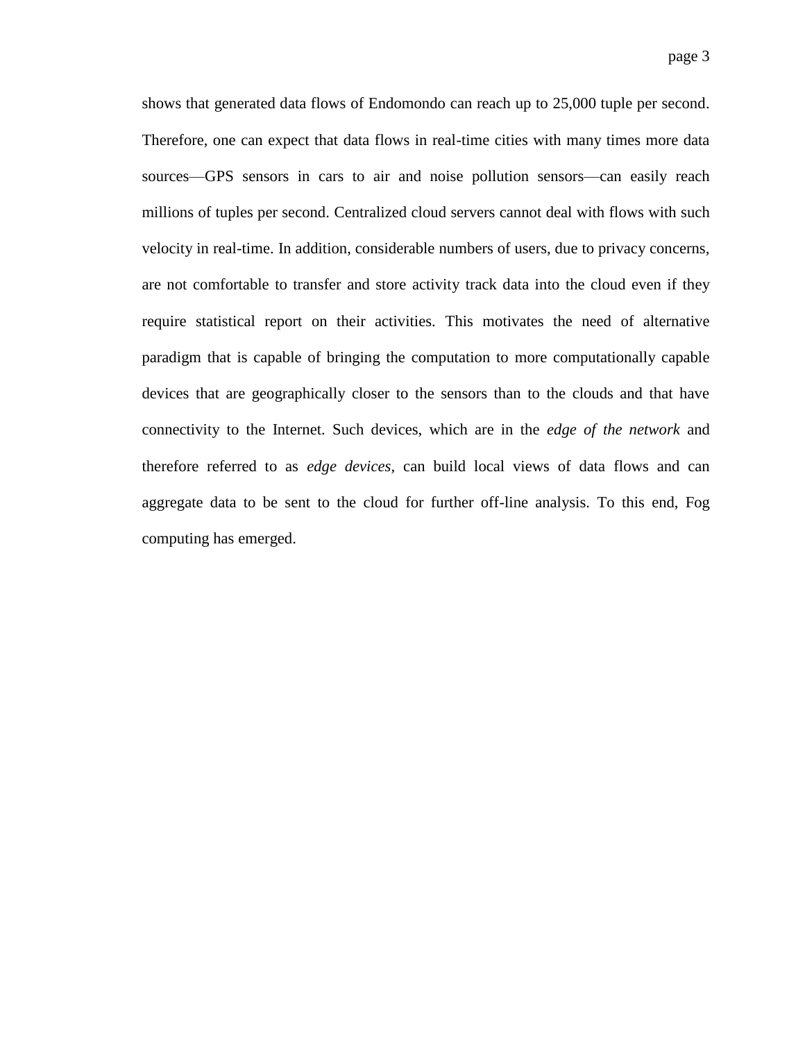shows that generated data flows of Endomondo can reach up to 25,000 tuple per second. Therefore, one can expect that data flows in real-time cities with many times more data sources—GPS sensors in cars to air and noise pollution sensors—can easily reach millions of tuples per second. Centralized cloud servers cannot deal with flows with such velocity in real-time. In addition, considerable numbers of users, due to privacy concerns, are not comfortable to transfer and store activity track data into the cloud even if they require statistical report on their activities. This motivates the need of alternative paradigm that is capable of bringing the computation to more computationally capable devices that are geographically closer to the sensors than to the clouds and that have connectivity to the Internet. Such devices, which are in the *edge of the network* and therefore referred to as *edge devices*, can build local views of data flows and can aggregate data to be sent to the cloud for further off-line analysis. To this end, Fog computing has emerged.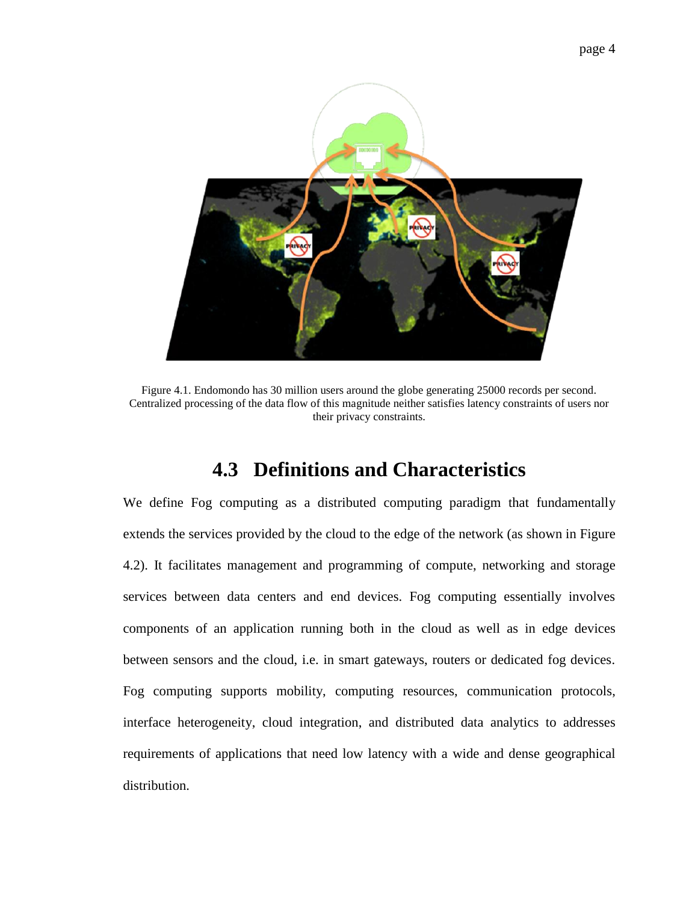Figure 4.1. Endomondo has 30 million users around the globe generating 25000 records per second. Centralized processing of the data flow of this magnitude neither satisfies latency constraints of users nor their privacy constraints.

## 4.3 Definitions and Characteristics

We define Fog computing as a distributed computing paradigm that fundamentally extends the services provided by the cloud to the edge of the network (as shown in Figure 4.2). It facilitates management and programming of compute, networking and storage services between data centers and end devices. Fog computing essentially involves components of an application running both in the cloud as well as in edge devices between sensors and the cloud, i.e. in smart gateways, routers or dedicated fog devices. Fog computing supports mobility, computing resources, communication protocols, interface heterogeneity, cloud integration, and distributed data analytics to addresses requirements of applications that need low latency with a wide and dense geographical distribution.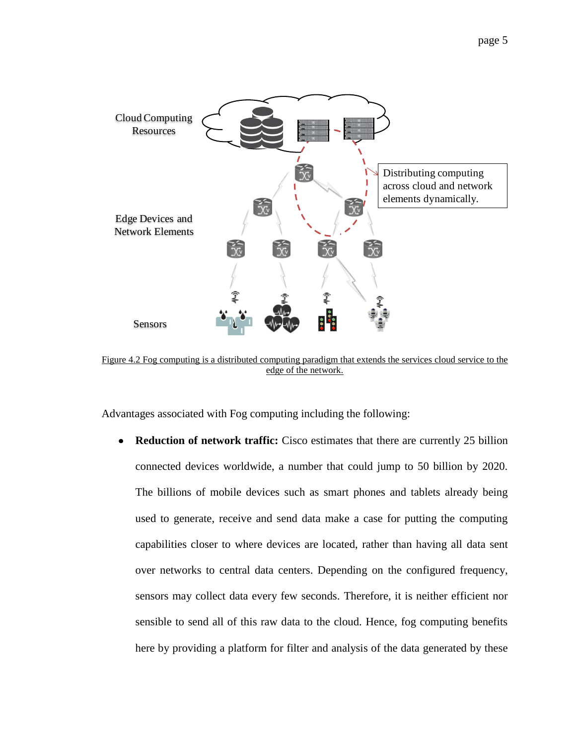Figure 4.2 Fog computing is a distributed computing paradigm that extends the services cloud service to the edge of the network.

Advantages associated with Fog computing including the following:

- **Reduction of network traffic:** Cisco estimates that there are currently 25 billion connected devices worldwide, a number that could jump to 50 billion by 2020. The billions of mobile devices such as smart phones and tablets already being used to generate, receive and send data make a case for putting the computing capabilities closer to where devices are located, rather than having all data sent over networks to central data centers. Depending on the configured frequency, sensors may collect data every few seconds. Therefore, it is neither efficient nor sensible to send all of this raw data to the cloud. Hence, fog computing benefits here by providing a platform for filter and analysis of the data generated by these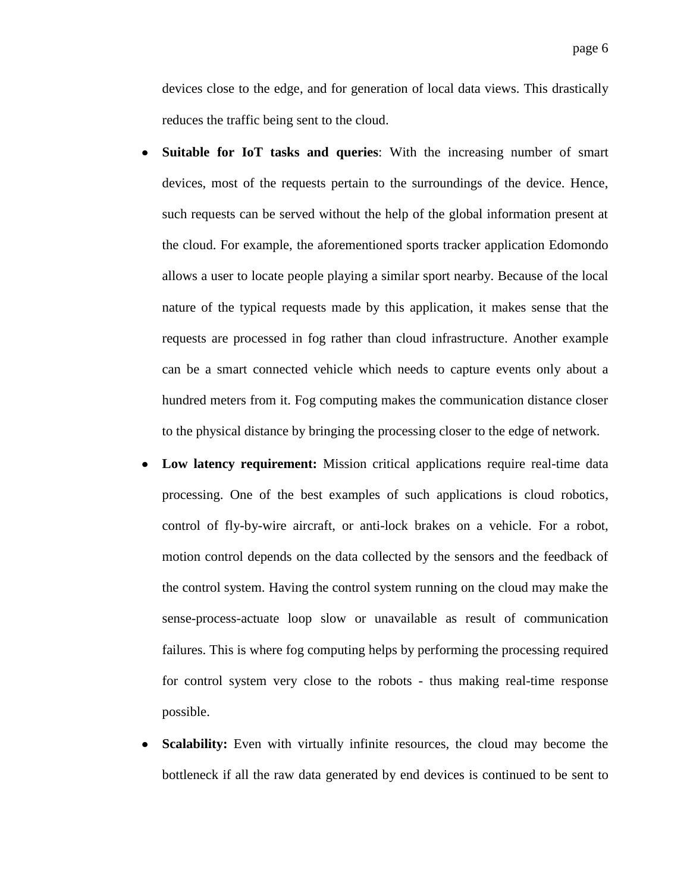devices close to the edge, and for generation of local data views. This drastically reduces the traffic being sent to the cloud.

- **Suitable for IoT tasks and queries**: With the increasing number of smart devices, most of the requests pertain to the surroundings of the device. Hence, such requests can be served without the help of the global information present at the cloud. For example, the aforementioned sports tracker application Edomondo allows a user to locate people playing a similar sport nearby. Because of the local nature of the typical requests made by this application, it makes sense that the requests are processed in fog rather than cloud infrastructure. Another example can be a smart connected vehicle which needs to capture events only about a hundred meters from it. Fog computing makes the communication distance closer to the physical distance by bringing the processing closer to the edge of network.
- **Low latency requirement:** Mission critical applications require real-time data processing. One of the best examples of such applications is cloud robotics, control of fly-by-wire aircraft, or anti-lock brakes on a vehicle. For a robot, motion control depends on the data collected by the sensors and the feedback of the control system. Having the control system running on the cloud may make the sense-process-actuate loop slow or unavailable as result of communication failures. This is where fog computing helps by performing the processing required for control system very close to the robots - thus making real-time response possible.
- **Scalability:** Even with virtually infinite resources, the cloud may become the bottleneck if all the raw data generated by end devices is continued to be sent to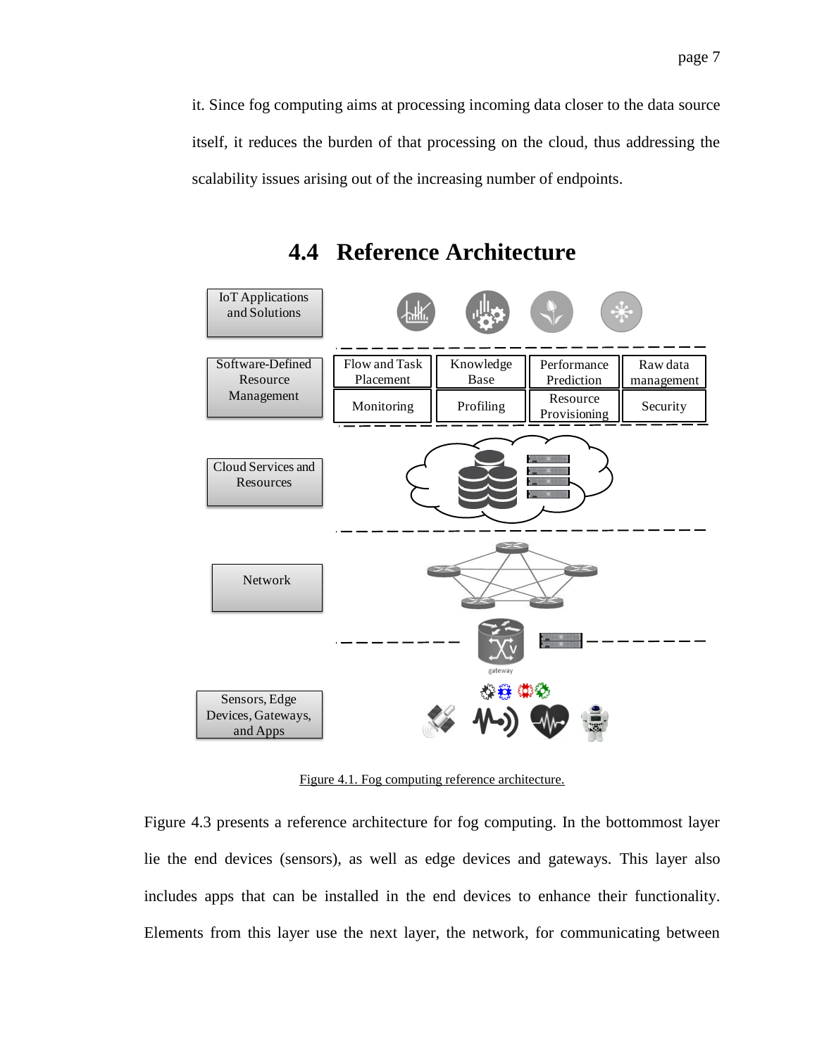it. Since fog computing aims at processing incoming data closer to the data source itself, it reduces the burden of that processing on the cloud, thus addressing the scalability issues arising out of the increasing number of endpoints.

## 4.4 Reference Architecture

Figure 4.1. Fog computing reference architecture.

Figure 4.3 presents a reference architecture for fog computing. In the bottommost layer lie the end devices (sensors), as well as edge devices and gateways. This layer also includes apps that can be installed in the end devices to enhance their functionality. Elements from this layer use the next layer, the network, for communicating between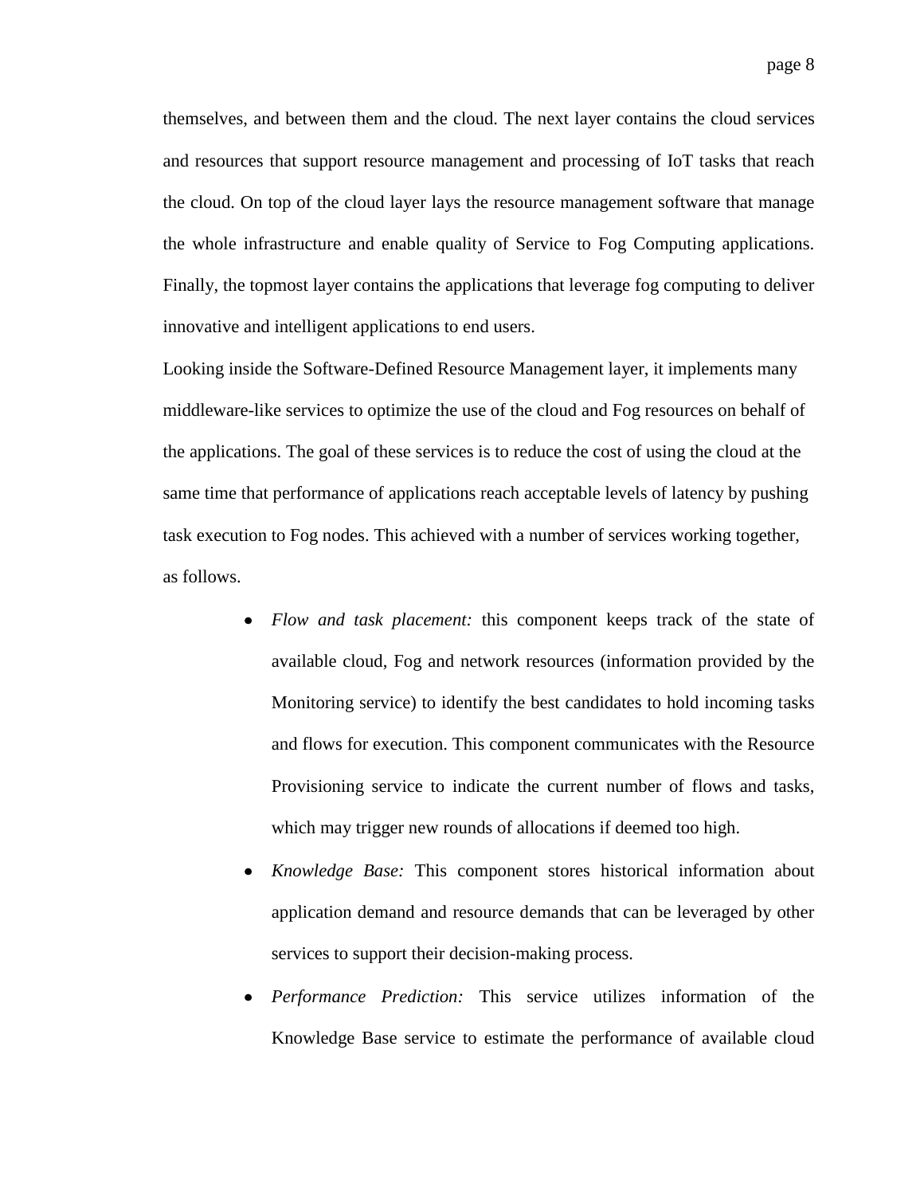themselves, and between them and the cloud. The next layer contains the cloud services and resources that support resource management and processing of IoT tasks that reach the cloud. On top of the cloud layer lays the resource management software that manage the whole infrastructure and enable quality of Service to Fog Computing applications. Finally, the topmost layer contains the applications that leverage fog computing to deliver innovative and intelligent applications to end users.

Looking inside the Software-Defined Resource Management layer, it implements many middleware-like services to optimize the use of the cloud and Fog resources on behalf of the applications. The goal of these services is to reduce the cost of using the cloud at the same time that performance of applications reach acceptable levels of latency by pushing task execution to Fog nodes. This achieved with a number of services working together, as follows.

- *Flow and task placement:* this component keeps track of the state of available cloud, Fog and network resources (information provided by the Monitoring service) to identify the best candidates to hold incoming tasks and flows for execution. This component communicates with the Resource Provisioning service to indicate the current number of flows and tasks, which may trigger new rounds of allocations if deemed too high.
- *Knowledge Base:* This component stores historical information about application demand and resource demands that can be leveraged by other services to support their decision-making process.
- *Performance Prediction:* This service utilizes information of the Knowledge Base service to estimate the performance of available cloud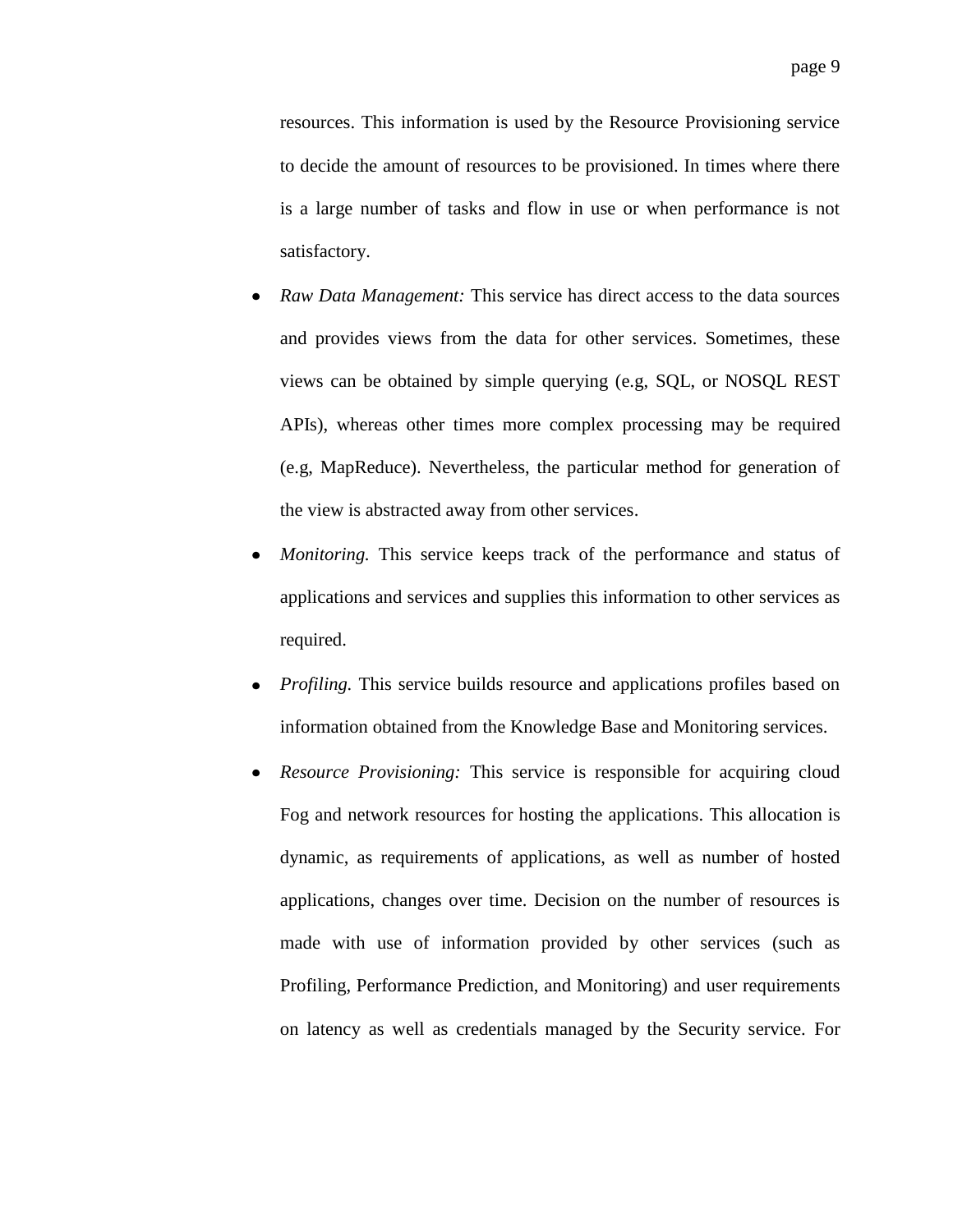resources. This information is used by the Resource Provisioning service to decide the amount of resources to be provisioned. In times where there is a large number of tasks and flow in use or when performance is not satisfactory.

- *Raw Data Management:* This service has direct access to the data sources and provides views from the data for other services. Sometimes, these views can be obtained by simple querying (e.g, SQL, or NOSQL REST APIs), whereas other times more complex processing may be required (e.g, MapReduce). Nevertheless, the particular method for generation of the view is abstracted away from other services.
- *Monitoring.* This service keeps track of the performance and status of applications and services and supplies this information to other services as required.
- *Profiling.* This service builds resource and applications profiles based on information obtained from the Knowledge Base and Monitoring services.
- *Resource Provisioning:* This service is responsible for acquiring cloud Fog and network resources for hosting the applications. This allocation is dynamic, as requirements of applications, as well as number of hosted applications, changes over time. Decision on the number of resources is made with use of information provided by other services (such as Profiling, Performance Prediction, and Monitoring) and user requirements on latency as well as credentials managed by the Security service. For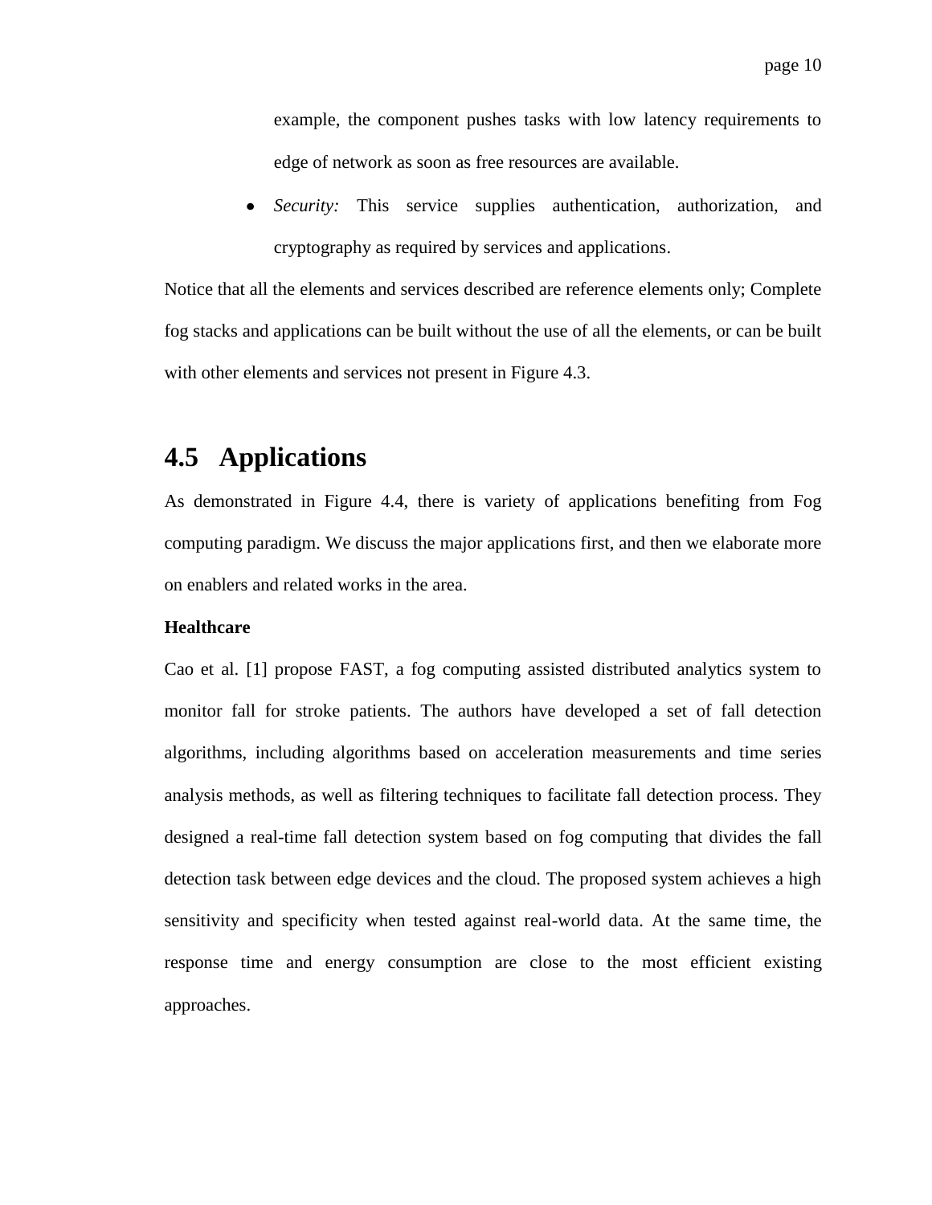example, the component pushes tasks with low latency requirements to edge of network as soon as free resources are available.

- *Security:* This service supplies authentication, authorization, and cryptography as required by services and applications.

Notice that all the elements and services described are reference elements only; Complete fog stacks and applications can be built without the use of all the elements, or can be built with other elements and services not present in Figure 4.3.

## 4.5 Applications

As demonstrated in Figure 4.4, there is variety of applications benefiting from Fog computing paradigm. We discuss the major applications first, and then we elaborate more on enablers and related works in the area.

**Healthcare**

Cao et al. [1] propose FAST, a fog computing assisted distributed analytics system to monitor fall for stroke patients. The authors have developed a set of fall detection algorithms, including algorithms based on acceleration measurements and time series analysis methods, as well as filtering techniques to facilitate fall detection process. They designed a real-time fall detection system based on fog computing that divides the fall detection task between edge devices and the cloud. The proposed system achieves a high sensitivity and specificity when tested against real-world data. At the same time, the response time and energy consumption are close to the most efficient existing approaches.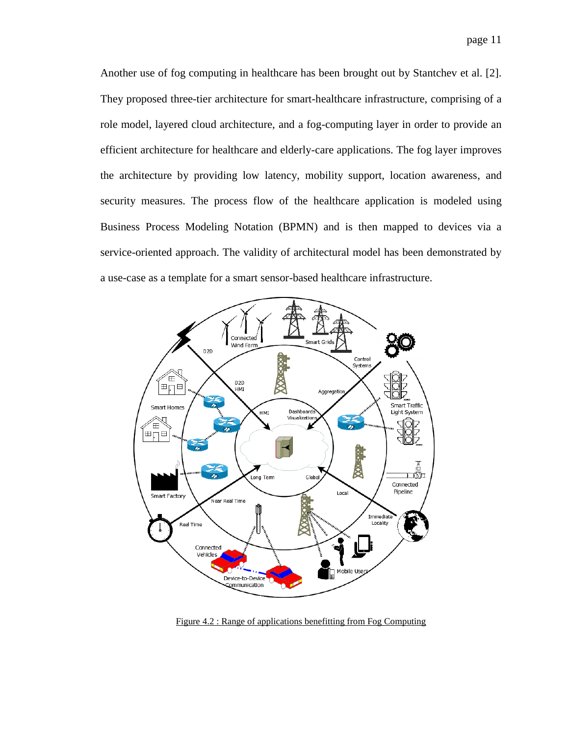Another use of fog computing in healthcare has been brought out by Stantchev et al. [2]. They proposed three-tier architecture for smart-healthcare infrastructure, comprising of a role model, layered cloud architecture, and a fog-computing layer in order to provide an efficient architecture for healthcare and elderly-care applications. The fog layer improves the architecture by providing low latency, mobility support, location awareness, and security measures. The process flow of the healthcare application is modeled using Business Process Modeling Notation (BPMN) and is then mapped to devices via a service-oriented approach. The validity of architectural model has been demonstrated by a use-case as a template for a smart sensor-based healthcare infrastructure.

Figure 4.2 : Range of applications benefitting from Fog Computing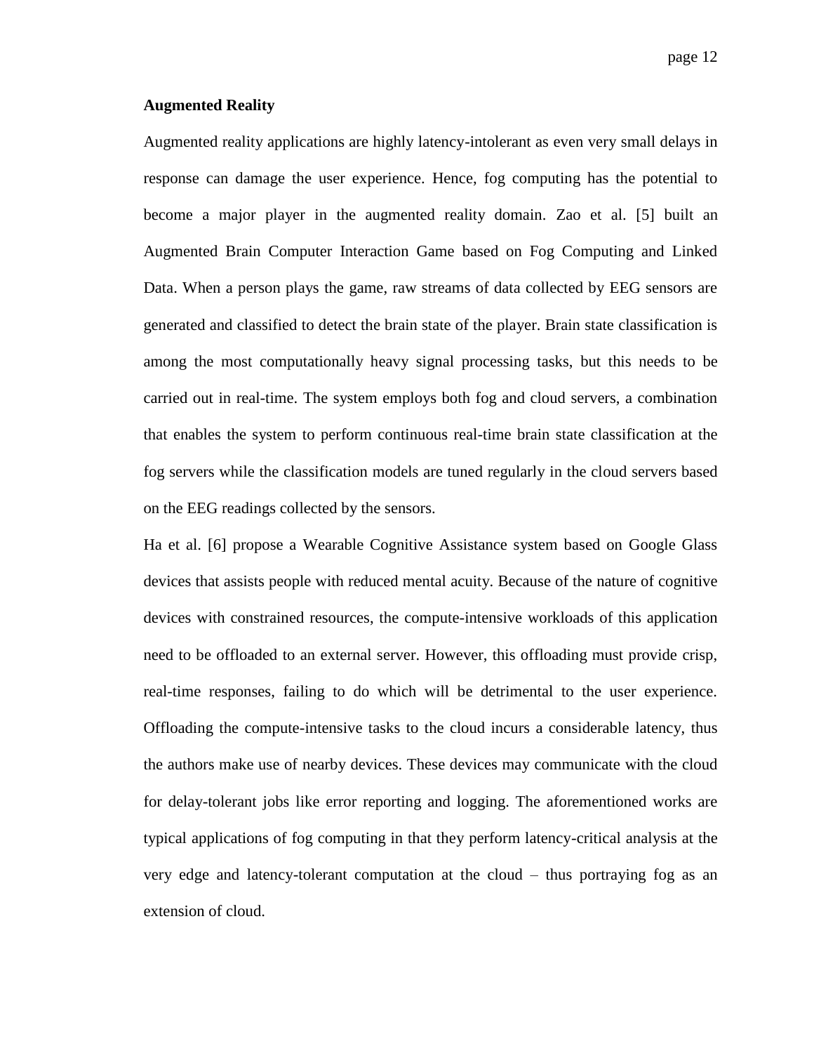**Augmented Reality**

Augmented reality applications are highly latency-intolerant as even very small delays in response can damage the user experience. Hence, fog computing has the potential to become a major player in the augmented reality domain. Zao et al. [5] built an Augmented Brain Computer Interaction Game based on Fog Computing and Linked Data. When a person plays the game, raw streams of data collected by EEG sensors are generated and classified to detect the brain state of the player. Brain state classification is among the most computationally heavy signal processing tasks, but this needs to be carried out in real-time. The system employs both fog and cloud servers, a combination that enables the system to perform continuous real-time brain state classification at the fog servers while the classification models are tuned regularly in the cloud servers based on the EEG readings collected by the sensors.

Ha et al. [6] propose a Wearable Cognitive Assistance system based on Google Glass devices that assists people with reduced mental acuity. Because of the nature of cognitive devices with constrained resources, the compute-intensive workloads of this application need to be offloaded to an external server. However, this offloading must provide crisp, real-time responses, failing to do which will be detrimental to the user experience. Offloading the compute-intensive tasks to the cloud incurs a considerable latency, thus the authors make use of nearby devices. These devices may communicate with the cloud for delay-tolerant jobs like error reporting and logging. The aforementioned works are typical applications of fog computing in that they perform latency-critical analysis at the very edge and latency-tolerant computation at the cloud – thus portraying fog as an extension of cloud.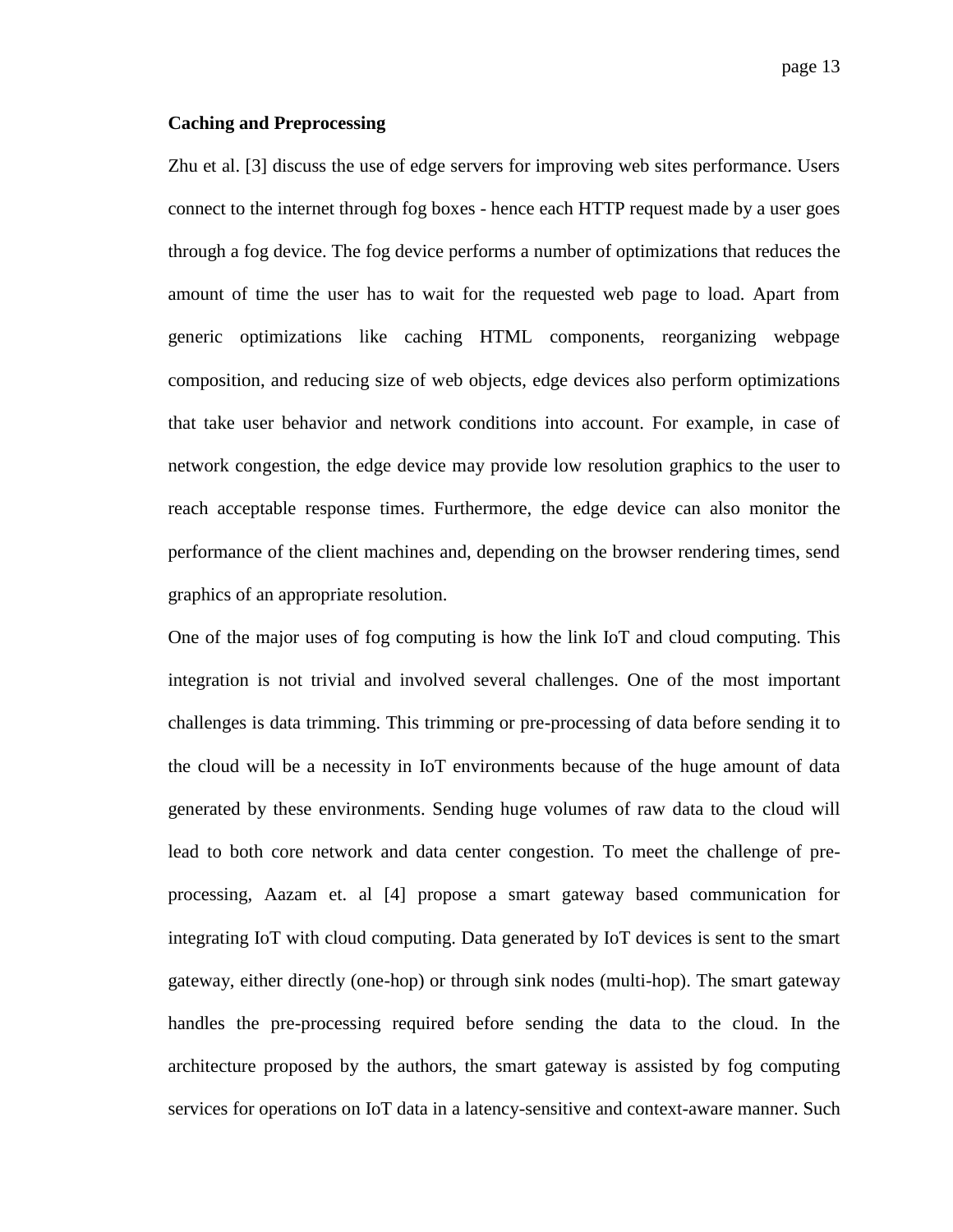**Caching and Preprocessing**

Zhu et al. [3] discuss the use of edge servers for improving web sites performance. Users connect to the internet through fog boxes - hence each HTTP request made by a user goes through a fog device. The fog device performs a number of optimizations that reduces the amount of time the user has to wait for the requested web page to load. Apart from generic optimizations like caching HTML components, reorganizing webpage composition, and reducing size of web objects, edge devices also perform optimizations that take user behavior and network conditions into account. For example, in case of network congestion, the edge device may provide low resolution graphics to the user to reach acceptable response times. Furthermore, the edge device can also monitor the performance of the client machines and, depending on the browser rendering times, send graphics of an appropriate resolution.

One of the major uses of fog computing is how the link IoT and cloud computing. This integration is not trivial and involved several challenges. One of the most important challenges is data trimming. This trimming or pre-processing of data before sending it to the cloud will be a necessity in IoT environments because of the huge amount of data generated by these environments. Sending huge volumes of raw data to the cloud will lead to both core network and data center congestion. To meet the challenge of pre-processing, Aazam et. al [4] propose a smart gateway based communication for integrating IoT with cloud computing. Data generated by IoT devices is sent to the smart gateway, either directly (one-hop) or through sink nodes (multi-hop). The smart gateway handles the pre-processing required before sending the data to the cloud. In the architecture proposed by the authors, the smart gateway is assisted by fog computing services for operations on IoT data in a latency-sensitive and context-aware manner. Such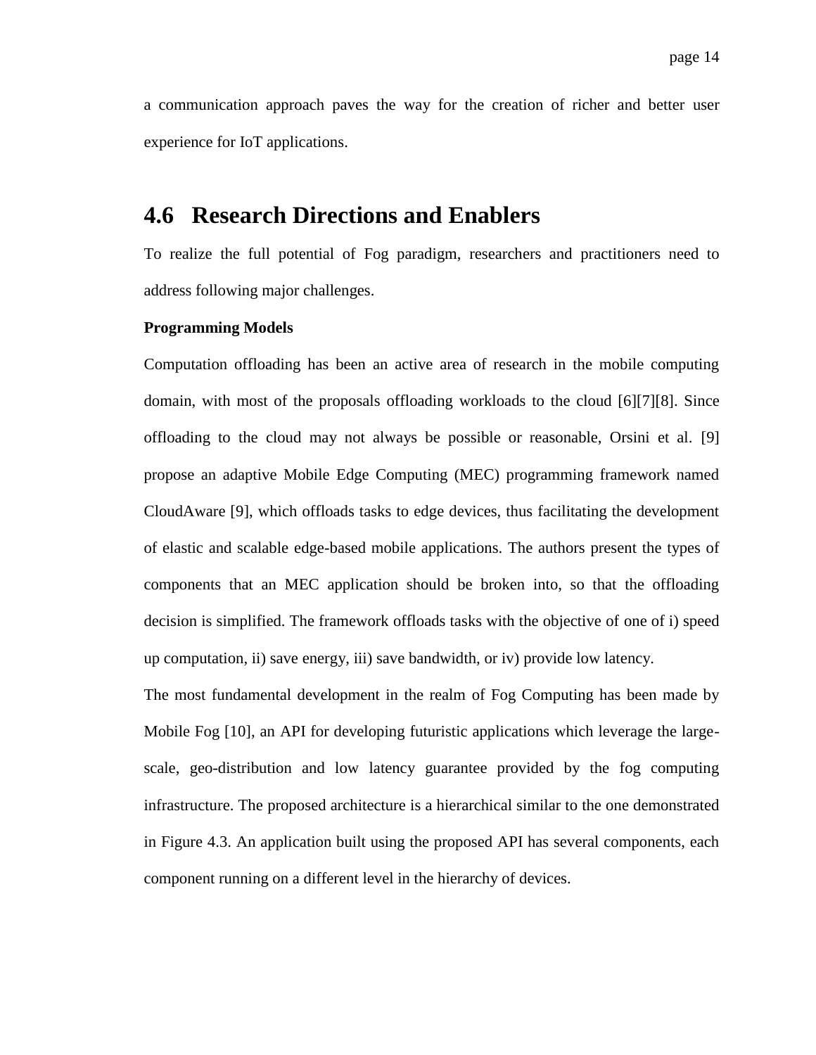a communication approach paves the way for the creation of richer and better user experience for IoT applications.

## 4.6 Research Directions and Enablers

To realize the full potential of Fog paradigm, researchers and practitioners need to address following major challenges.

**Programming Models**

Computation offloading has been an active area of research in the mobile computing domain, with most of the proposals offloading workloads to the cloud [6][7][8]. Since offloading to the cloud may not always be possible or reasonable, Orsini et al. [9] propose an adaptive Mobile Edge Computing (MEC) programming framework named CloudAware [9], which offloads tasks to edge devices, thus facilitating the development of elastic and scalable edge-based mobile applications. The authors present the types of components that an MEC application should be broken into, so that the offloading decision is simplified. The framework offloads tasks with the objective of one of i) speed up computation, ii) save energy, iii) save bandwidth, or iv) provide low latency.

The most fundamental development in the realm of Fog Computing has been made by Mobile Fog [10], an API for developing futuristic applications which leverage the large-scale, geo-distribution and low latency guarantee provided by the fog computing infrastructure. The proposed architecture is a hierarchical similar to the one demonstrated in Figure 4.3. An application built using the proposed API has several components, each component running on a different level in the hierarchy of devices.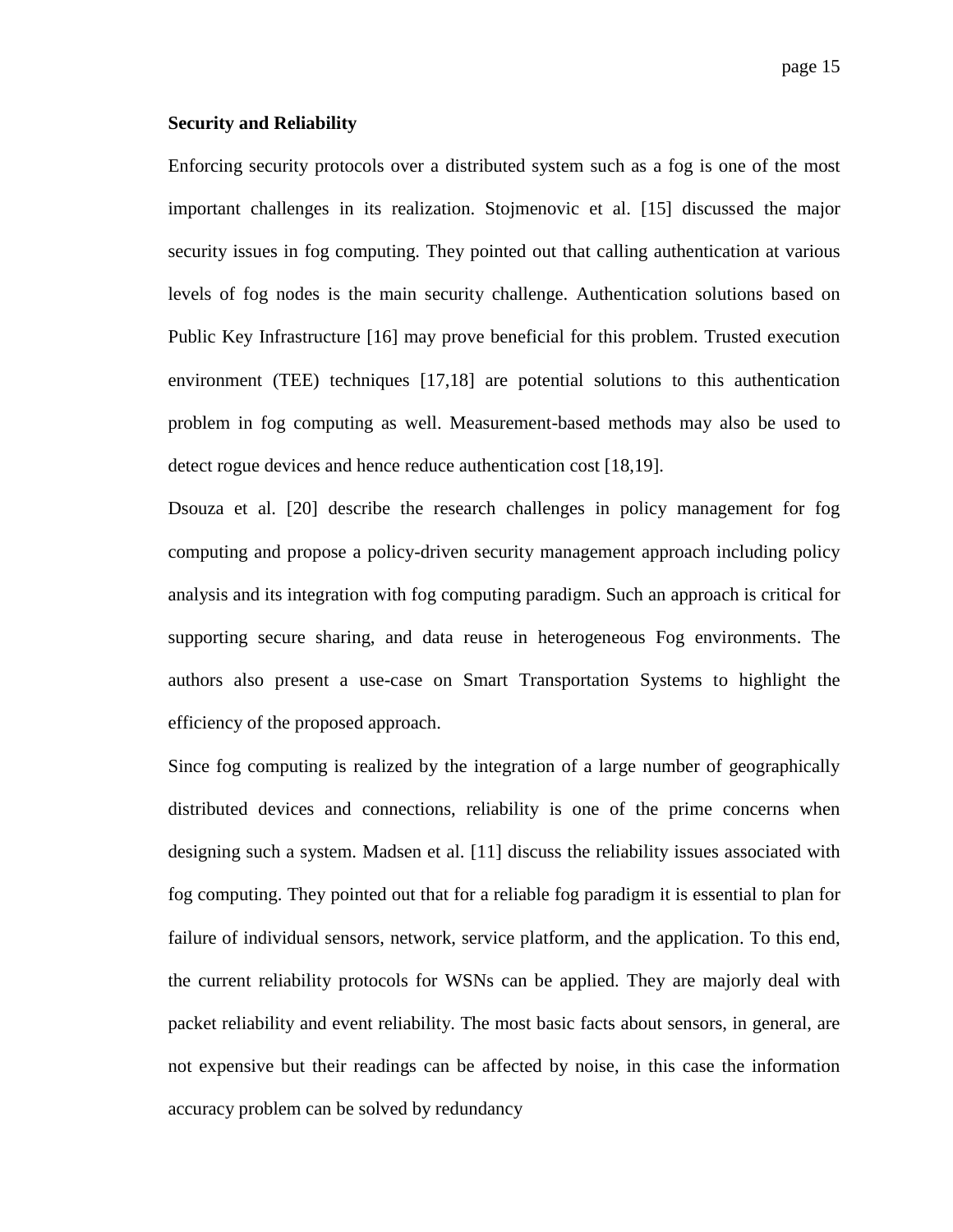**Security and Reliability**

Enforcing security protocols over a distributed system such as a fog is one of the most important challenges in its realization. Stojmenovic et al. [15] discussed the major security issues in fog computing. They pointed out that calling authentication at various levels of fog nodes is the main security challenge. Authentication solutions based on Public Key Infrastructure [16] may prove beneficial for this problem. Trusted execution environment (TEE) techniques [17,18] are potential solutions to this authentication problem in fog computing as well. Measurement-based methods may also be used to detect rogue devices and hence reduce authentication cost [18,19].

Dsouza et al. [20] describe the research challenges in policy management for fog computing and propose a policy-driven security management approach including policy analysis and its integration with fog computing paradigm. Such an approach is critical for supporting secure sharing, and data reuse in heterogeneous Fog environments. The authors also present a use-case on Smart Transportation Systems to highlight the efficiency of the proposed approach.

Since fog computing is realized by the integration of a large number of geographically distributed devices and connections, reliability is one of the prime concerns when designing such a system. Madsen et al. [11] discuss the reliability issues associated with fog computing. They pointed out that for a reliable fog paradigm it is essential to plan for failure of individual sensors, network, service platform, and the application. To this end, the current reliability protocols for WSNs can be applied. They are majorly deal with packet reliability and event reliability. The most basic facts about sensors, in general, are not expensive but their readings can be affected by noise, in this case the information accuracy problem can be solved by redundancy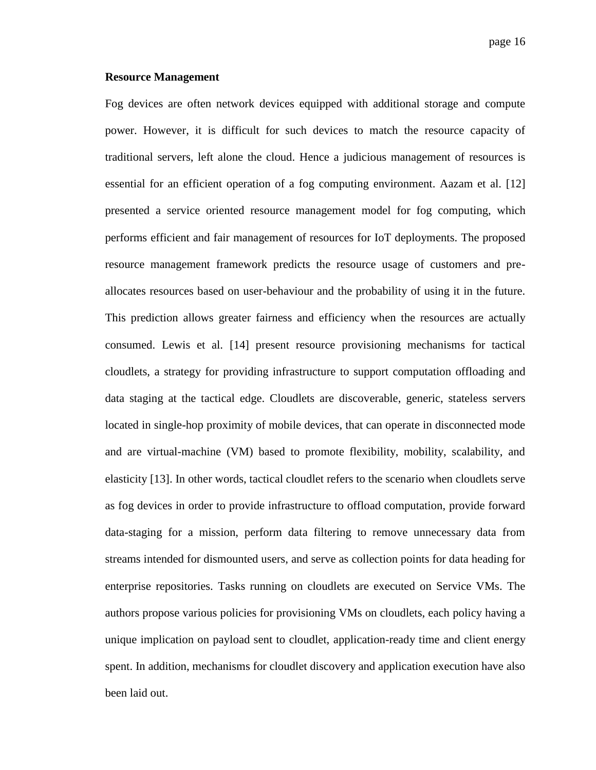**Resource Management**

Fog devices are often network devices equipped with additional storage and compute power. However, it is difficult for such devices to match the resource capacity of traditional servers, left alone the cloud. Hence a judicious management of resources is essential for an efficient operation of a fog computing environment. Aazam et al. [12] presented a service oriented resource management model for fog computing, which performs efficient and fair management of resources for IoT deployments. The proposed resource management framework predicts the resource usage of customers and pre-allocates resources based on user-behaviour and the probability of using it in the future. This prediction allows greater fairness and efficiency when the resources are actually consumed. Lewis et al. [14] present resource provisioning mechanisms for tactical cloudlets, a strategy for providing infrastructure to support computation offloading and data staging at the tactical edge. Cloudlets are discoverable, generic, stateless servers located in single-hop proximity of mobile devices, that can operate in disconnected mode and are virtual-machine (VM) based to promote flexibility, mobility, scalability, and elasticity [13]. In other words, tactical cloudlet refers to the scenario when cloudlets serve as fog devices in order to provide infrastructure to offload computation, provide forward data-staging for a mission, perform data filtering to remove unnecessary data from streams intended for dismounted users, and serve as collection points for data heading for enterprise repositories. Tasks running on cloudlets are executed on Service VMs. The authors propose various policies for provisioning VMs on cloudlets, each policy having a unique implication on payload sent to cloudlet, application-ready time and client energy spent. In addition, mechanisms for cloudlet discovery and application execution have also been laid out.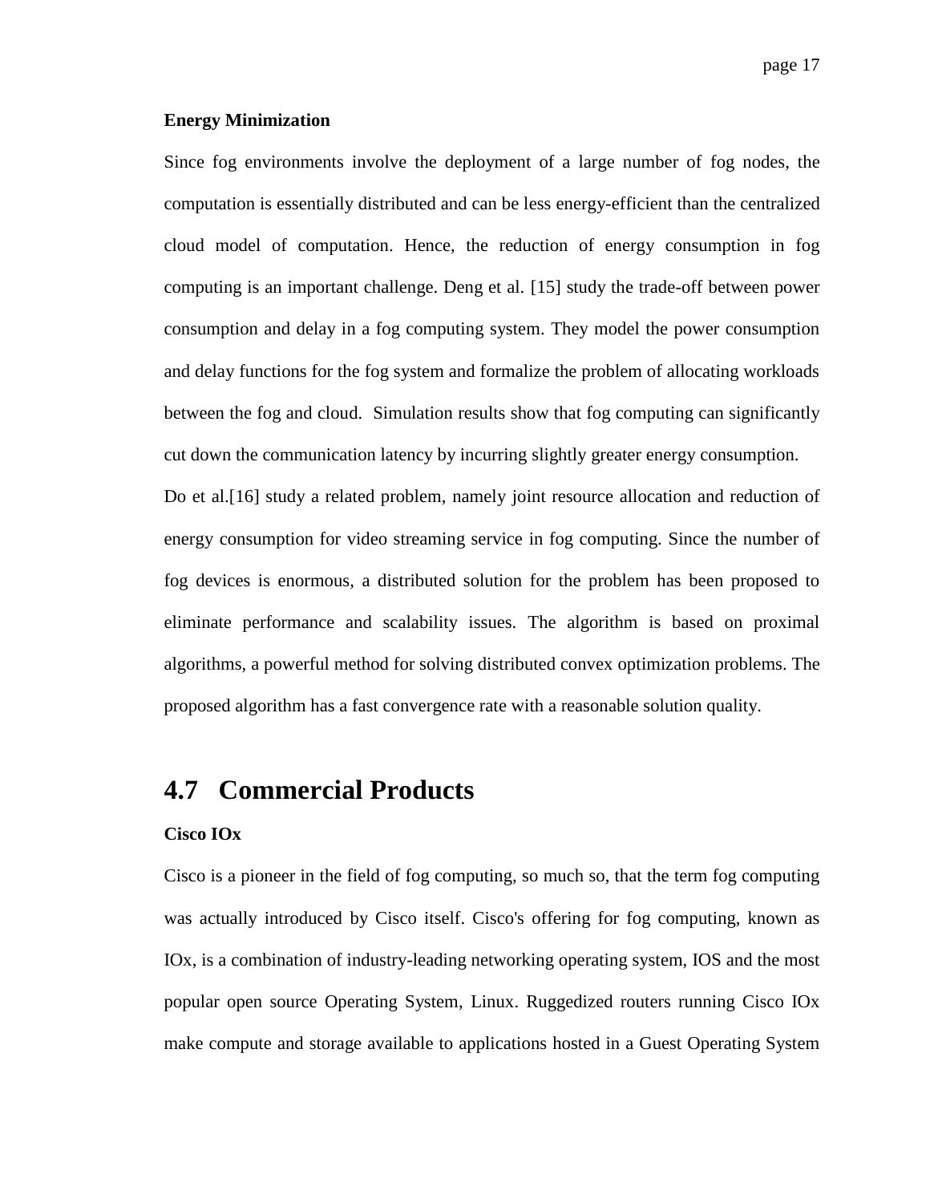**Energy Minimization**

Since fog environments involve the deployment of a large number of fog nodes, the computation is essentially distributed and can be less energy-efficient than the centralized cloud model of computation. Hence, the reduction of energy consumption in fog computing is an important challenge. Deng et al. [15] study the trade-off between power consumption and delay in a fog computing system. They model the power consumption and delay functions for the fog system and formalize the problem of allocating workloads between the fog and cloud. Simulation results show that fog computing can significantly cut down the communication latency by incurring slightly greater energy consumption.

Do et al.[16] study a related problem, namely joint resource allocation and reduction of energy consumption for video streaming service in fog computing. Since the number of fog devices is enormous, a distributed solution for the problem has been proposed to eliminate performance and scalability issues. The algorithm is based on proximal algorithms, a powerful method for solving distributed convex optimization problems. The proposed algorithm has a fast convergence rate with a reasonable solution quality.

## 4.7 Commercial Products

**Cisco IOx**

Cisco is a pioneer in the field of fog computing, so much so, that the term fog computing was actually introduced by Cisco itself. Cisco's offering for fog computing, known as IOx, is a combination of industry-leading networking operating system, IOS and the most popular open source Operating System, Linux. Ruggedized routers running Cisco IOx make compute and storage available to applications hosted in a Guest Operating System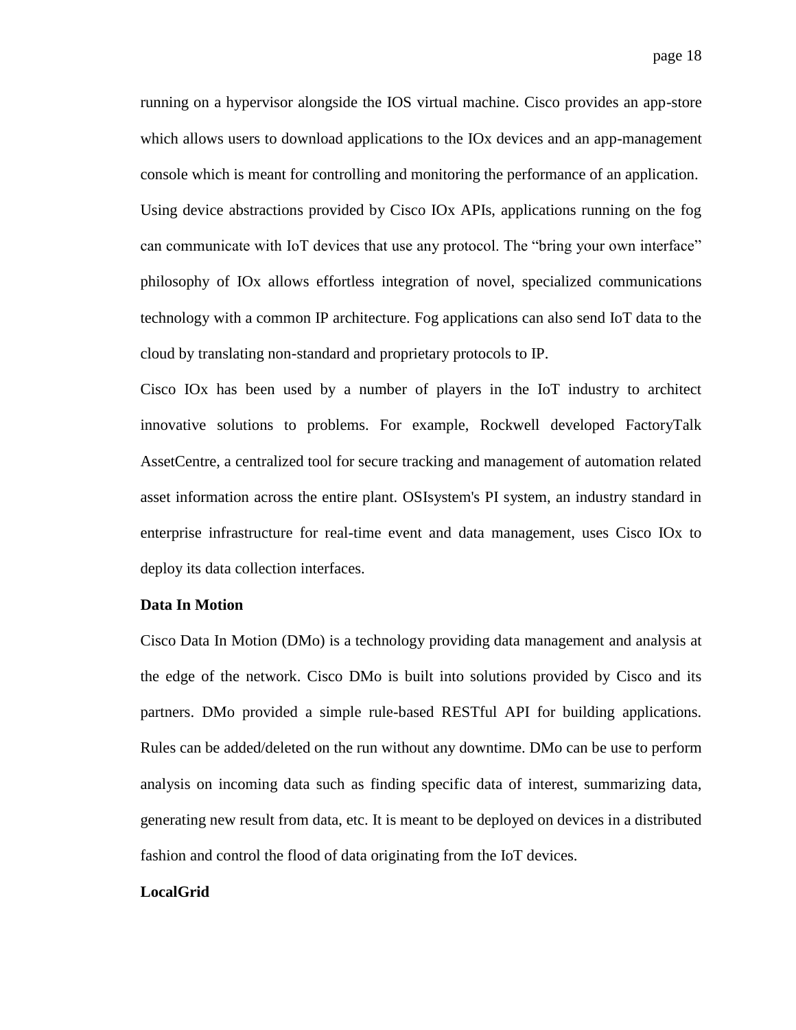running on a hypervisor alongside the IOS virtual machine. Cisco provides an app-store which allows users to download applications to the IOx devices and an app-management console which is meant for controlling and monitoring the performance of an application.

Using device abstractions provided by Cisco IOx APIs, applications running on the fog can communicate with IoT devices that use any protocol. The "bring your own interface" philosophy of IOx allows effortless integration of novel, specialized communications technology with a common IP architecture. Fog applications can also send IoT data to the cloud by translating non-standard and proprietary protocols to IP.

Cisco IOx has been used by a number of players in the IoT industry to architect innovative solutions to problems. For example, Rockwell developed FactoryTalk AssetCentre, a centralized tool for secure tracking and management of automation related asset information across the entire plant. OSIsystem's PI system, an industry standard in enterprise infrastructure for real-time event and data management, uses Cisco IOx to deploy its data collection interfaces.

**Data In Motion**

Cisco Data In Motion (DMo) is a technology providing data management and analysis at the edge of the network. Cisco DMo is built into solutions provided by Cisco and its partners. DMo provided a simple rule-based RESTful API for building applications. Rules can be added/deleted on the run without any downtime. DMo can be use to perform analysis on incoming data such as finding specific data of interest, summarizing data, generating new result from data, etc. It is meant to be deployed on devices in a distributed fashion and control the flood of data originating from the IoT devices.

**LocalGrid**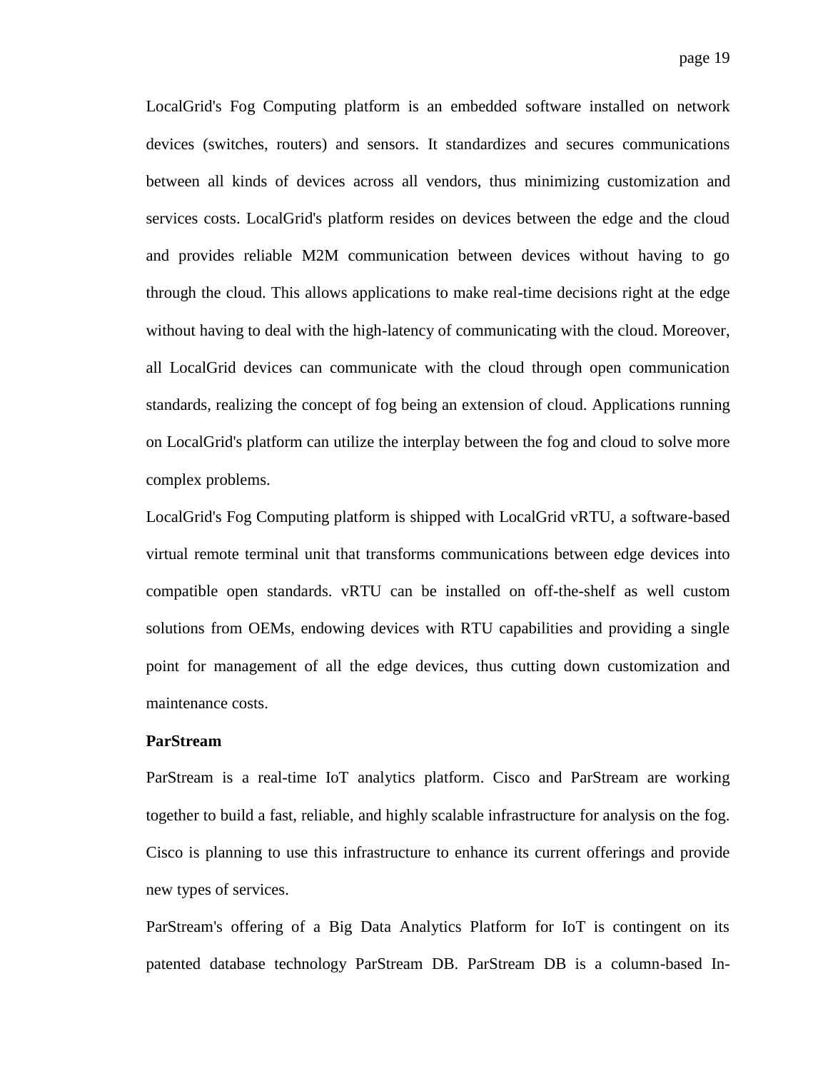LocalGrid's Fog Computing platform is an embedded software installed on network devices (switches, routers) and sensors. It standardizes and secures communications between all kinds of devices across all vendors, thus minimizing customization and services costs. LocalGrid's platform resides on devices between the edge and the cloud and provides reliable M2M communication between devices without having to go through the cloud. This allows applications to make real-time decisions right at the edge without having to deal with the high-latency of communicating with the cloud. Moreover, all LocalGrid devices can communicate with the cloud through open communication standards, realizing the concept of fog being an extension of cloud. Applications running on LocalGrid's platform can utilize the interplay between the fog and cloud to solve more complex problems.

LocalGrid's Fog Computing platform is shipped with LocalGrid vRTU, a software-based virtual remote terminal unit that transforms communications between edge devices into compatible open standards. vRTU can be installed on off-the-shelf as well custom solutions from OEMs, endowing devices with RTU capabilities and providing a single point for management of all the edge devices, thus cutting down customization and maintenance costs.

**ParStream**

ParStream is a real-time IoT analytics platform. Cisco and ParStream are working together to build a fast, reliable, and highly scalable infrastructure for analysis on the fog. Cisco is planning to use this infrastructure to enhance its current offerings and provide new types of services.

ParStream's offering of a Big Data Analytics Platform for IoT is contingent on its patented database technology ParStream DB. ParStream DB is a column-based In-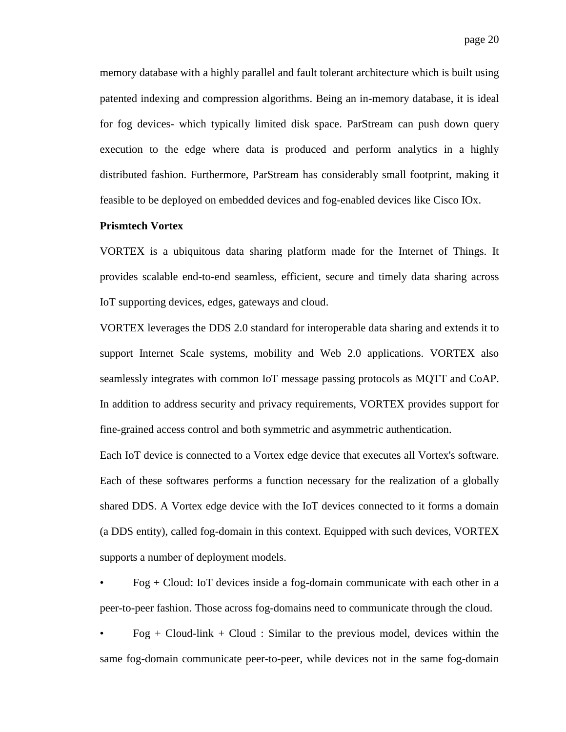memory database with a highly parallel and fault tolerant architecture which is built using patented indexing and compression algorithms. Being an in-memory database, it is ideal for fog devices- which typically limited disk space. ParStream can push down query execution to the edge where data is produced and perform analytics in a highly distributed fashion. Furthermore, ParStream has considerably small footprint, making it feasible to be deployed on embedded devices and fog-enabled devices like Cisco IOx.

**Prismtech Vortex**

VORTEX is a ubiquitous data sharing platform made for the Internet of Things. It provides scalable end-to-end seamless, efficient, secure and timely data sharing across IoT supporting devices, edges, gateways and cloud.

VORTEX leverages the DDS 2.0 standard for interoperable data sharing and extends it to support Internet Scale systems, mobility and Web 2.0 applications. VORTEX also seamlessly integrates with common IoT message passing protocols as MQTT and CoAP. In addition to address security and privacy requirements, VORTEX provides support for fine-grained access control and both symmetric and asymmetric authentication.

Each IoT device is connected to a Vortex edge device that executes all Vortex's software. Each of these softwares performs a function necessary for the realization of a globally shared DDS. A Vortex edge device with the IoT devices connected to it forms a domain (a DDS entity), called fog-domain in this context. Equipped with such devices, VORTEX supports a number of deployment models.

- Fog + Cloud: IoT devices inside a fog-domain communicate with each other in a peer-to-peer fashion. Those across fog-domains need to communicate through the cloud.
- Fog + Cloud-link + Cloud : Similar to the previous model, devices within the same fog-domain communicate peer-to-peer, while devices not in the same fog-domain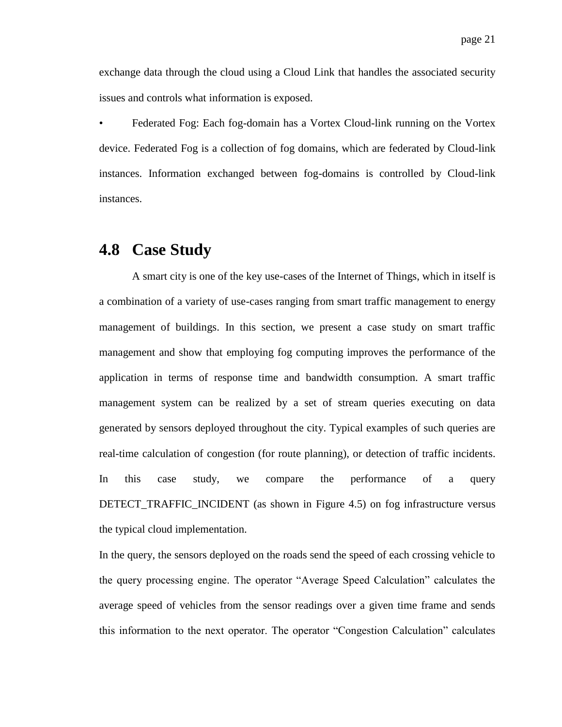exchange data through the cloud using a Cloud Link that handles the associated security issues and controls what information is exposed.

- Federated Fog: Each fog-domain has a Vortex Cloud-link running on the Vortex device. Federated Fog is a collection of fog domains, which are federated by Cloud-link instances. Information exchanged between fog-domains is controlled by Cloud-link instances.

## 4.8 Case Study

A smart city is one of the key use-cases of the Internet of Things, which in itself is a combination of a variety of use-cases ranging from smart traffic management to energy management of buildings. In this section, we present a case study on smart traffic management and show that employing fog computing improves the performance of the application in terms of response time and bandwidth consumption. A smart traffic management system can be realized by a set of stream queries executing on data generated by sensors deployed throughout the city. Typical examples of such queries are real-time calculation of congestion (for route planning), or detection of traffic incidents. In this case study, we compare the performance of a query DETECT_TRAFFIC_INCIDENT (as shown in Figure 4.5) on fog infrastructure versus the typical cloud implementation.

In the query, the sensors deployed on the roads send the speed of each crossing vehicle to the query processing engine. The operator "Average Speed Calculation" calculates the average speed of vehicles from the sensor readings over a given time frame and sends this information to the next operator. The operator "Congestion Calculation" calculates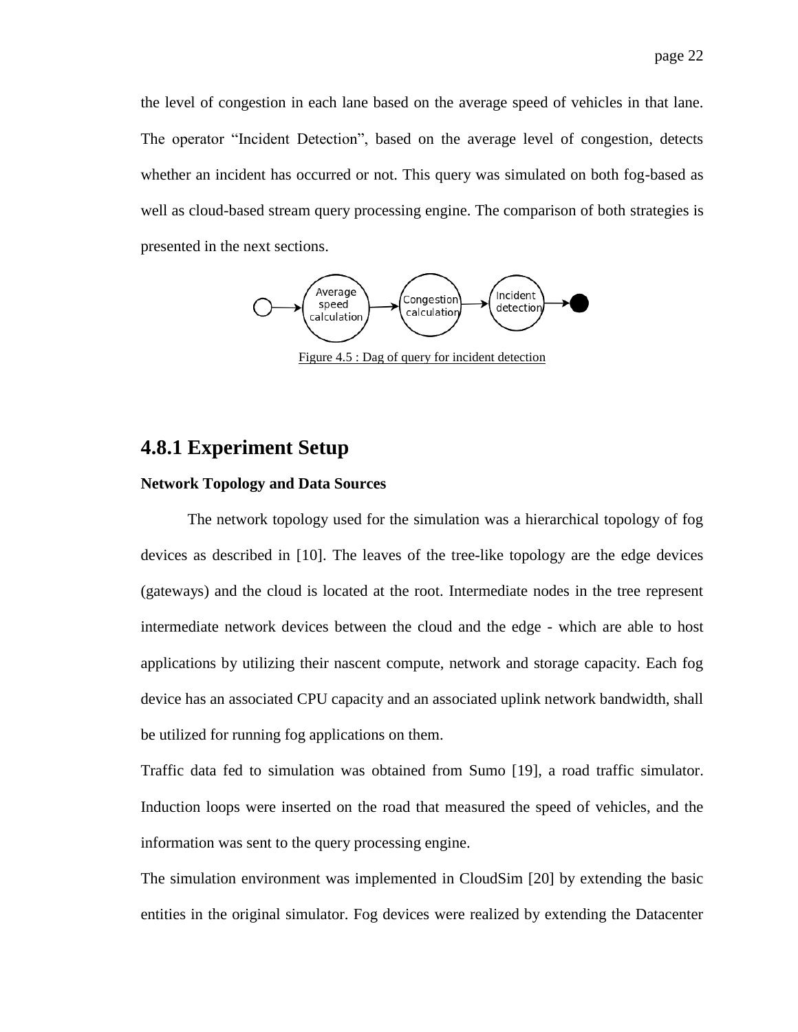the level of congestion in each lane based on the average speed of vehicles in that lane. The operator "Incident Detection", based on the average level of congestion, detects whether an incident has occurred or not. This query was simulated on both fog-based as well as cloud-based stream query processing engine. The comparison of both strategies is presented in the next sections.

Figure 4.5 : Dag of query for incident detection

## 4.8.1 Experiment Setup

**Network Topology and Data Sources**

The network topology used for the simulation was a hierarchical topology of fog devices as described in [10]. The leaves of the tree-like topology are the edge devices (gateways) and the cloud is located at the root. Intermediate nodes in the tree represent intermediate network devices between the cloud and the edge - which are able to host applications by utilizing their nascent compute, network and storage capacity. Each fog device has an associated CPU capacity and an associated uplink network bandwidth, shall be utilized for running fog applications on them.

Traffic data fed to simulation was obtained from Sumo [19], a road traffic simulator. Induction loops were inserted on the road that measured the speed of vehicles, and the information was sent to the query processing engine.

The simulation environment was implemented in CloudSim [20] by extending the basic entities in the original simulator. Fog devices were realized by extending the Datacenter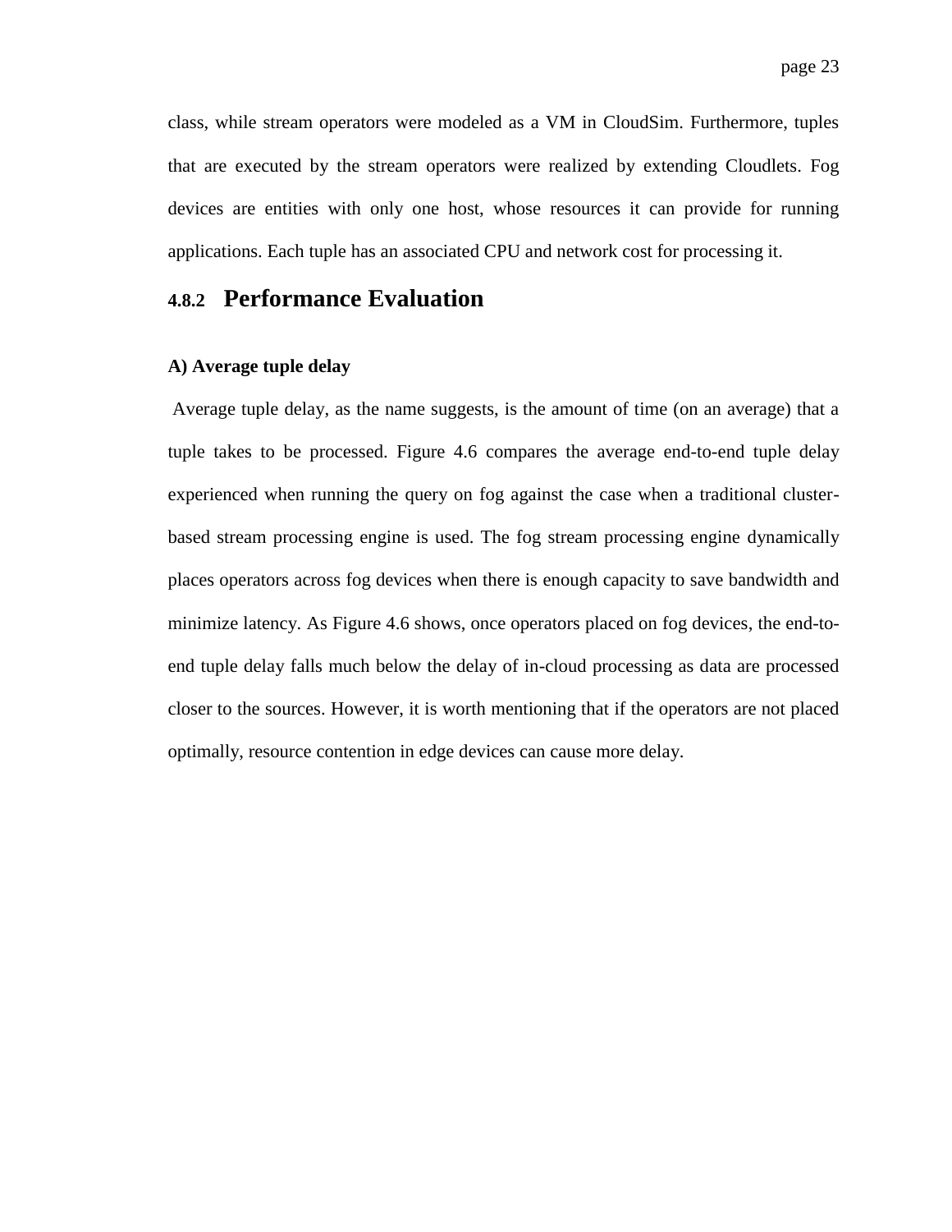class, while stream operators were modeled as a VM in CloudSim. Furthermore, tuples that are executed by the stream operators were realized by extending Cloudlets. Fog devices are entities with only one host, whose resources it can provide for running applications. Each tuple has an associated CPU and network cost for processing it.

### 4.8.2 Performance Evaluation

**A) Average tuple delay**

Average tuple delay, as the name suggests, is the amount of time (on an average) that a tuple takes to be processed. Figure 4.6 compares the average end-to-end tuple delay experienced when running the query on fog against the case when a traditional cluster-based stream processing engine is used. The fog stream processing engine dynamically places operators across fog devices when there is enough capacity to save bandwidth and minimize latency. As Figure 4.6 shows, once operators placed on fog devices, the end-to-end tuple delay falls much below the delay of in-cloud processing as data are processed closer to the sources. However, it is worth mentioning that if the operators are not placed optimally, resource contention in edge devices can cause more delay.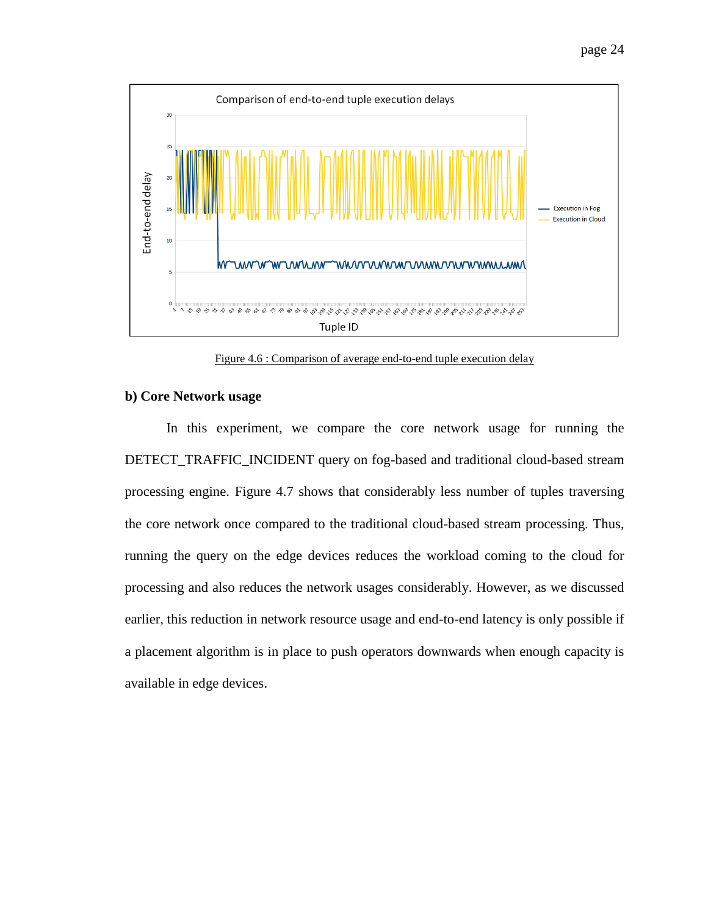Figure 4.6 : Comparison of average end-to-end tuple execution delay

**b) Core Network usage**

In this experiment, we compare the core network usage for running the DETECT_TRAFFIC_INCIDENT query on fog-based and traditional cloud-based stream processing engine. Figure 4.7 shows that considerably less number of tuples traversing the core network once compared to the traditional cloud-based stream processing. Thus, running the query on the edge devices reduces the workload coming to the cloud for processing and also reduces the network usages considerably. However, as we discussed earlier, this reduction in network resource usage and end-to-end latency is only possible if a placement algorithm is in place to push operators downwards when enough capacity is available in edge devices.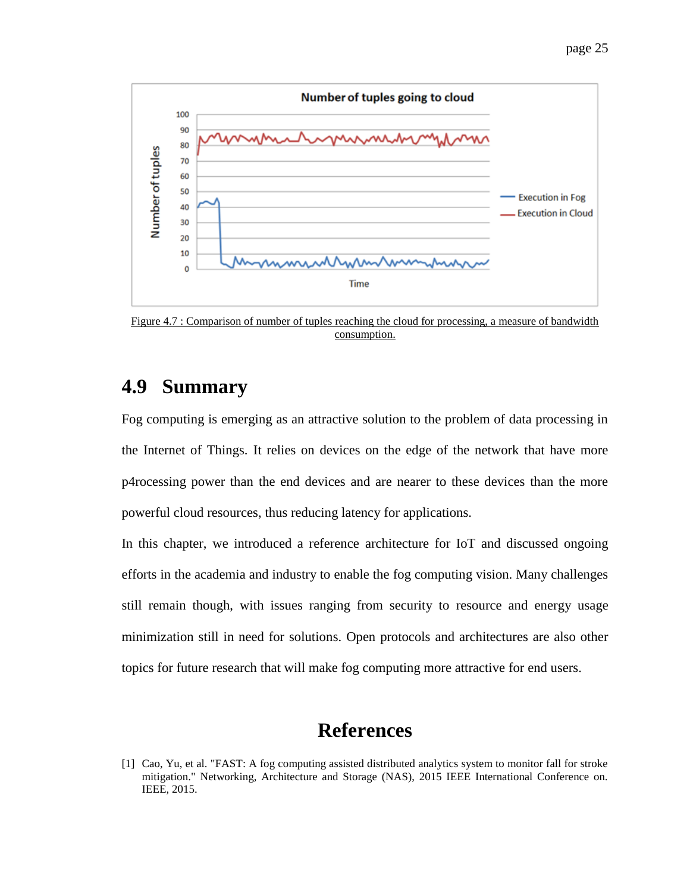Figure 4.7 : Comparison of number of tuples reaching the cloud for processing, a measure of bandwidth consumption.

## 4.9 Summary

Fog computing is emerging as an attractive solution to the problem of data processing in the Internet of Things. It relies on devices on the edge of the network that have more p4rocessing power than the end devices and are nearer to these devices than the more powerful cloud resources, thus reducing latency for applications.

In this chapter, we introduced a reference architecture for IoT and discussed ongoing efforts in the academia and industry to enable the fog computing vision. Many challenges still remain though, with issues ranging from security to resource and energy usage minimization still in need for solutions. Open protocols and architectures are also other topics for future research that will make fog computing more attractive for end users.

# References

[1] Cao, Yu, et al. "FAST: A fog computing assisted distributed analytics system to monitor fall for stroke mitigation." Networking, Architecture and Storage (NAS), 2015 IEEE International Conference on. IEEE, 2015.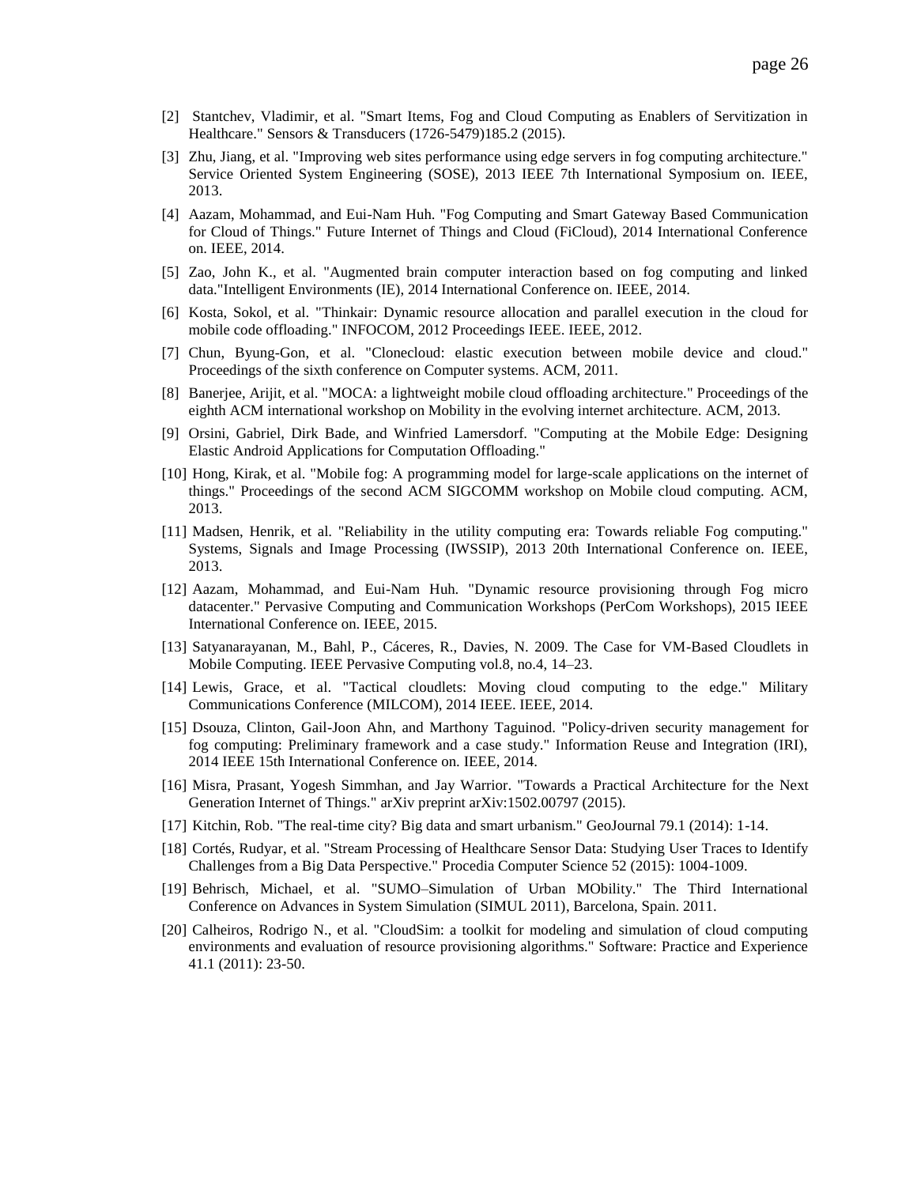[2] Stantchev, Vladimir, et al. "Smart Items, Fog and Cloud Computing as Enablers of Servitization in Healthcare." Sensors & Transducers (1726-5479)185.2 (2015).

[3] Zhu, Jiang, et al. "Improving web sites performance using edge servers in fog computing architecture." Service Oriented System Engineering (SOSE), 2013 IEEE 7th International Symposium on. IEEE, 2013.

[4] Aazam, Mohammad, and Eui-Nam Huh. "Fog Computing and Smart Gateway Based Communication for Cloud of Things." Future Internet of Things and Cloud (FiCloud), 2014 International Conference on. IEEE, 2014.

[5] Zao, John K., et al. "Augmented brain computer interaction based on fog computing and linked data."Intelligent Environments (IE), 2014 International Conference on. IEEE, 2014.

[6] Kosta, Sokol, et al. "Thinkair: Dynamic resource allocation and parallel execution in the cloud for mobile code offloading." INFOCOM, 2012 Proceedings IEEE. IEEE, 2012.

[7] Chun, Byung-Gon, et al. "Clonecloud: elastic execution between mobile device and cloud." Proceedings of the sixth conference on Computer systems. ACM, 2011.

[8] Banerjee, Arijit, et al. "MOCA: a lightweight mobile cloud offloading architecture." Proceedings of the eighth ACM international workshop on Mobility in the evolving internet architecture. ACM, 2013.

[9] Orsini, Gabriel, Dirk Bade, and Winfried Lamersdorf. "Computing at the Mobile Edge: Designing Elastic Android Applications for Computation Offloading."

[10] Hong, Kirak, et al. "Mobile fog: A programming model for large-scale applications on the internet of things." Proceedings of the second ACM SIGCOMM workshop on Mobile cloud computing. ACM, 2013.

[11] Madsen, Henrik, et al. "Reliability in the utility computing era: Towards reliable Fog computing." Systems, Signals and Image Processing (IWSSIP), 2013 20th International Conference on. IEEE, 2013.

[12] Aazam, Mohammad, and Eui-Nam Huh. "Dynamic resource provisioning through Fog micro datacenter." Pervasive Computing and Communication Workshops (PerCom Workshops), 2015 IEEE International Conference on. IEEE, 2015.

[13] Satyanarayanan, M., Bahl, P., Cáceres, R., Davies, N. 2009. The Case for VM-Based Cloudlets in Mobile Computing. IEEE Pervasive Computing vol.8, no.4, 14–23.

[14] Lewis, Grace, et al. "Tactical cloudlets: Moving cloud computing to the edge." Military Communications Conference (MILCOM), 2014 IEEE. IEEE, 2014.

[15] Dsouza, Clinton, Gail-Joon Ahn, and Marthony Taguinod. "Policy-driven security management for fog computing: Preliminary framework and a case study." Information Reuse and Integration (IRI), 2014 IEEE 15th International Conference on. IEEE, 2014.

[16] Misra, Prasant, Yogesh Simmhan, and Jay Warrior. "Towards a Practical Architecture for the Next Generation Internet of Things." arXiv preprint arXiv:1502.00797 (2015).

[17] Kitchin, Rob. "The real-time city? Big data and smart urbanism." GeoJournal 79.1 (2014): 1-14.

[18] Cortés, Rudyar, et al. "Stream Processing of Healthcare Sensor Data: Studying User Traces to Identify Challenges from a Big Data Perspective." Procedia Computer Science 52 (2015): 1004-1009.

[19] Behrisch, Michael, et al. "SUMO–Simulation of Urban MObility." The Third International Conference on Advances in System Simulation (SIMUL 2011), Barcelona, Spain. 2011.

[20] Calheiros, Rodrigo N., et al. "CloudSim: a toolkit for modeling and simulation of cloud computing environments and evaluation of resource provisioning algorithms." Software: Practice and Experience 41.1 (2011): 23-50.